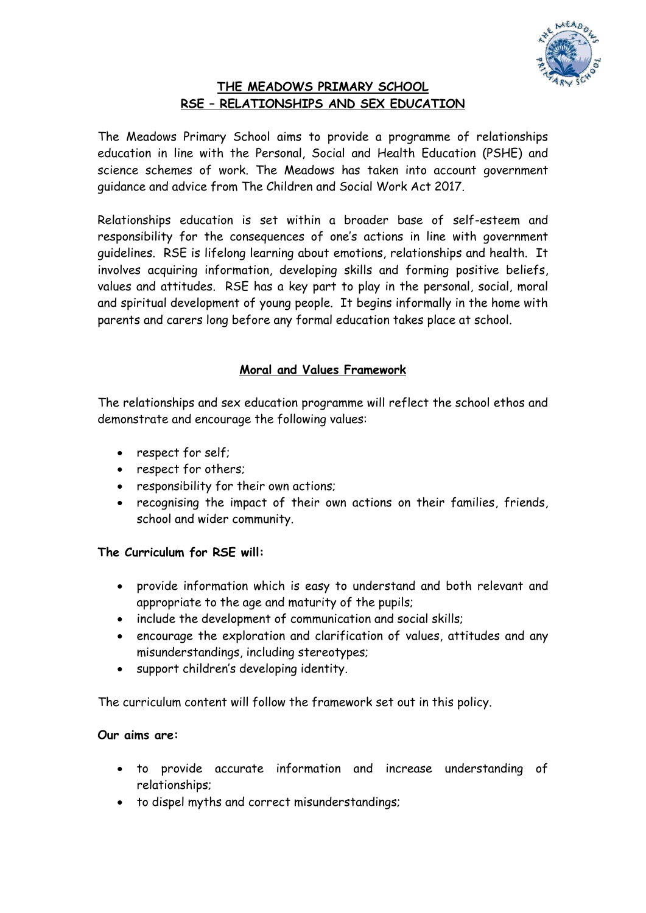# THE MEADOWS PRIMARY SCHOOL
## RSE – RELATIONSHIPS AND SEX EDUCATION

The Meadows Primary School aims to provide a programme of relationships education in line with the Personal, Social and Health Education (PSHE) and science schemes of work. The Meadows has taken into account government guidance and advice from The Children and Social Work Act 2017.

Relationships education is set within a broader base of self-esteem and responsibility for the consequences of one's actions in line with government guidelines. RSE is lifelong learning about emotions, relationships and health. It involves acquiring information, developing skills and forming positive beliefs, values and attitudes. RSE has a key part to play in the personal, social, moral and spiritual development of young people. It begins informally in the home with parents and carers long before any formal education takes place at school.

## Moral and Values Framework

The relationships and sex education programme will reflect the school ethos and demonstrate and encourage the following values:

- respect for self;
- respect for others;
- responsibility for their own actions;
- recognising the impact of their own actions on their families, friends, school and wider community.

**The Curriculum for RSE will:**

- provide information which is easy to understand and both relevant and appropriate to the age and maturity of the pupils;
- include the development of communication and social skills;
- encourage the exploration and clarification of values, attitudes and any misunderstandings, including stereotypes;
- support children's developing identity.

The curriculum content will follow the framework set out in this policy.

**Our aims are:**

- to provide accurate information and increase understanding of relationships;
- to dispel myths and correct misunderstandings;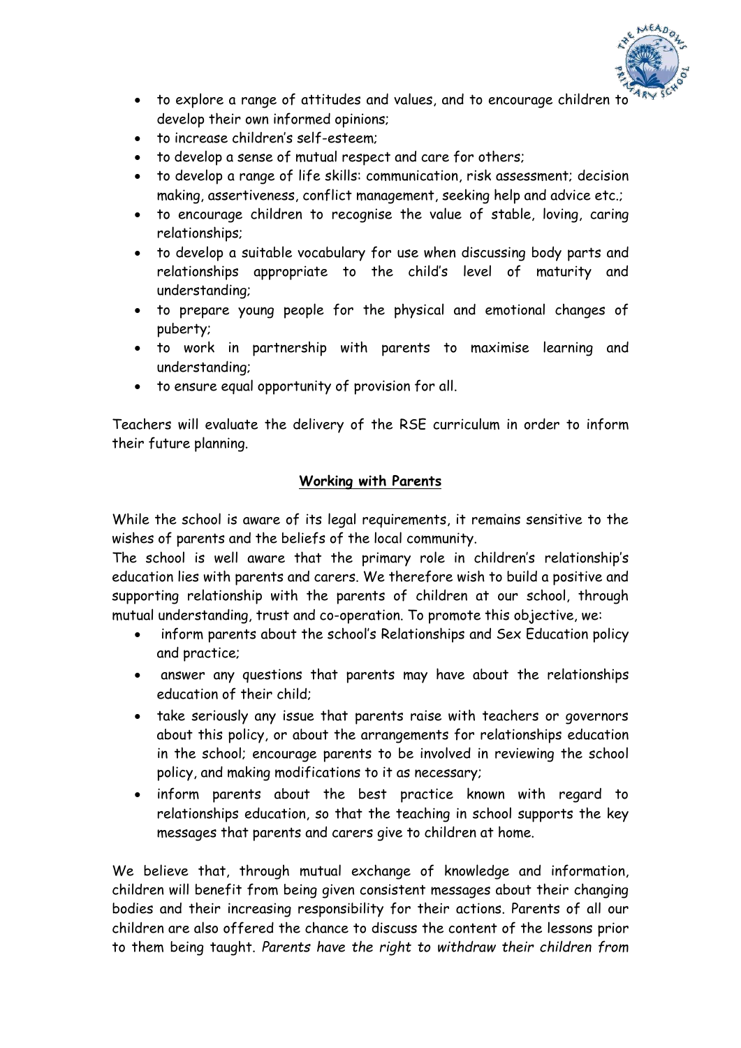- to explore a range of attitudes and values, and to encourage children to develop their own informed opinions;
- to increase children's self-esteem;
- to develop a sense of mutual respect and care for others;
- to develop a range of life skills: communication, risk assessment; decision making, assertiveness, conflict management, seeking help and advice etc.;
- to encourage children to recognise the value of stable, loving, caring relationships;
- to develop a suitable vocabulary for use when discussing body parts and relationships appropriate to the child's level of maturity and understanding;
- to prepare young people for the physical and emotional changes of puberty;
- to work in partnership with parents to maximise learning and understanding;
- to ensure equal opportunity of provision for all.

Teachers will evaluate the delivery of the RSE curriculum in order to inform their future planning.

## Working with Parents

While the school is aware of its legal requirements, it remains sensitive to the wishes of parents and the beliefs of the local community.
The school is well aware that the primary role in children's relationship's education lies with parents and carers. We therefore wish to build a positive and supporting relationship with the parents of children at our school, through mutual understanding, trust and co-operation. To promote this objective, we:

- inform parents about the school's Relationships and Sex Education policy and practice;
- answer any questions that parents may have about the relationships education of their child;
- take seriously any issue that parents raise with teachers or governors about this policy, or about the arrangements for relationships education in the school; encourage parents to be involved in reviewing the school policy, and making modifications to it as necessary;
- inform parents about the best practice known with regard to relationships education, so that the teaching in school supports the key messages that parents and carers give to children at home.

We believe that, through mutual exchange of knowledge and information, children will benefit from being given consistent messages about their changing bodies and their increasing responsibility for their actions. Parents of all our children are also offered the chance to discuss the content of the lessons prior to them being taught. *Parents have the right to withdraw their children from*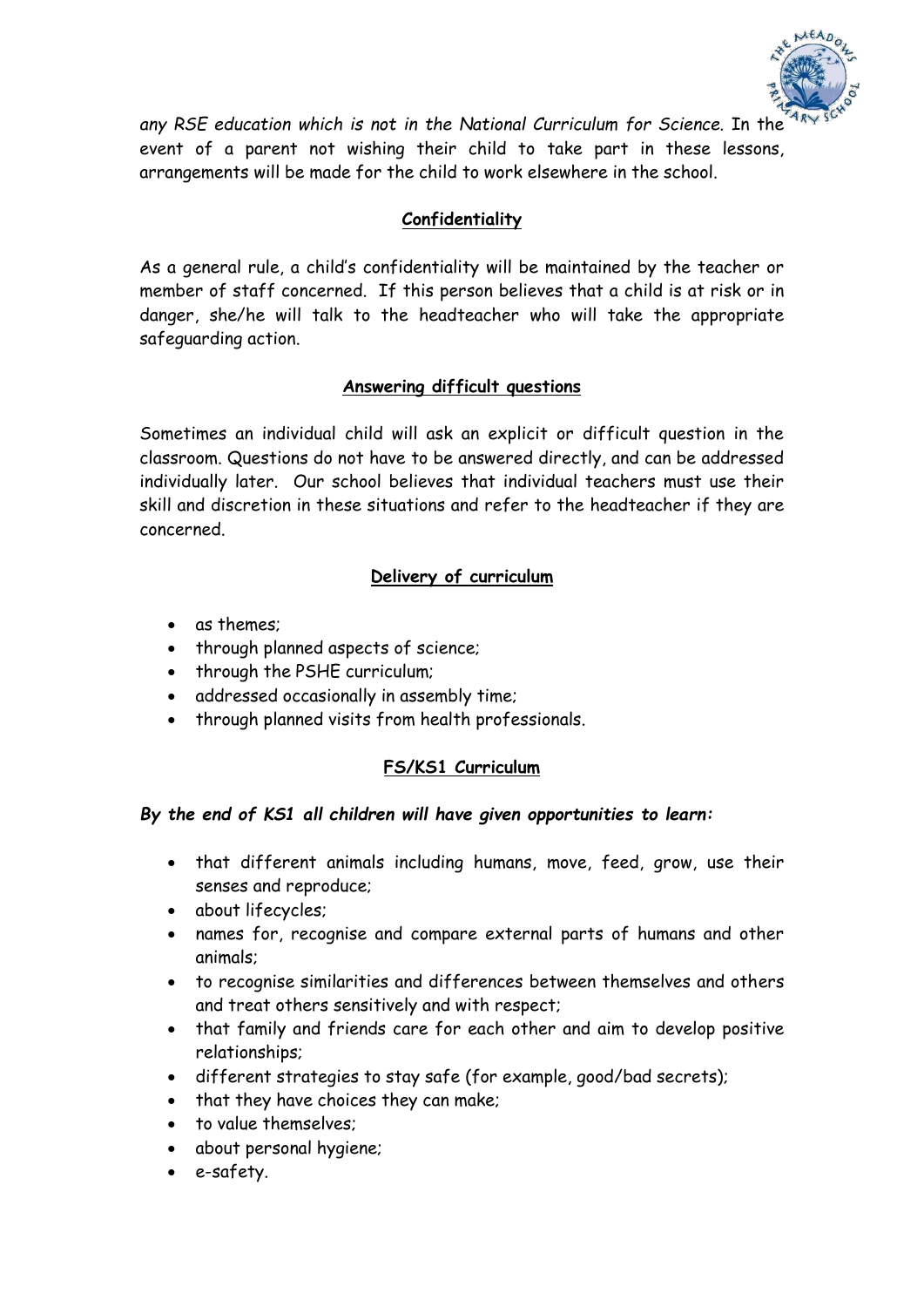*any RSE education which is not in the National Curriculum for Science.* In the event of a parent not wishing their child to take part in these lessons, arrangements will be made for the child to work elsewhere in the school.

## Confidentiality

As a general rule, a child's confidentiality will be maintained by the teacher or member of staff concerned. If this person believes that a child is at risk or in danger, she/he will talk to the headteacher who will take the appropriate safeguarding action.

## Answering difficult questions

Sometimes an individual child will ask an explicit or difficult question in the classroom. Questions do not have to be answered directly, and can be addressed individually later. Our school believes that individual teachers must use their skill and discretion in these situations and refer to the headteacher if they are concerned.

## Delivery of curriculum

- as themes;
- through planned aspects of science;
- through the PSHE curriculum;
- addressed occasionally in assembly time;
- through planned visits from health professionals.

## FS/KS1 Curriculum

***By the end of KS1 all children will have given opportunities to learn:***

- that different animals including humans, move, feed, grow, use their senses and reproduce;
- about lifecycles;
- names for, recognise and compare external parts of humans and other animals;
- to recognise similarities and differences between themselves and others and treat others sensitively and with respect;
- that family and friends care for each other and aim to develop positive relationships;
- different strategies to stay safe (for example, good/bad secrets);
- that they have choices they can make;
- to value themselves;
- about personal hygiene;
- e-safety.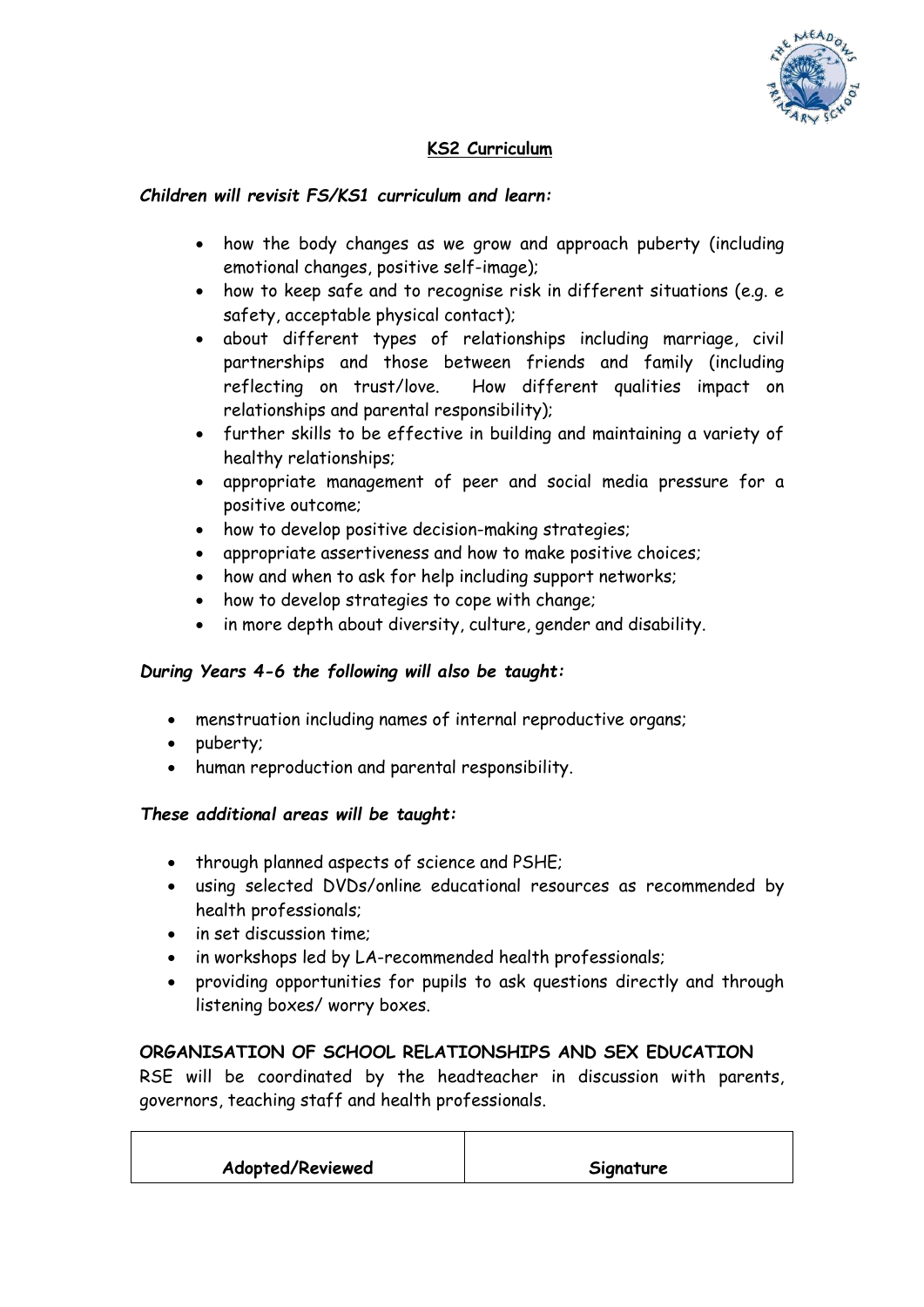## KS2 Curriculum

***Children will revisit FS/KS1 curriculum and learn:***

- how the body changes as we grow and approach puberty (including emotional changes, positive self-image);
- how to keep safe and to recognise risk in different situations (e.g. e safety, acceptable physical contact);
- about different types of relationships including marriage, civil partnerships and those between friends and family (including reflecting on trust/love. How different qualities impact on relationships and parental responsibility);
- further skills to be effective in building and maintaining a variety of healthy relationships;
- appropriate management of peer and social media pressure for a positive outcome;
- how to develop positive decision-making strategies;
- appropriate assertiveness and how to make positive choices;
- how and when to ask for help including support networks;
- how to develop strategies to cope with change;
- in more depth about diversity, culture, gender and disability.

***During Years 4-6 the following will also be taught:***

- menstruation including names of internal reproductive organs;
- puberty;
- human reproduction and parental responsibility.

***These additional areas will be taught:***

- through planned aspects of science and PSHE;
- using selected DVDs/online educational resources as recommended by health professionals;
- in set discussion time;
- in workshops led by LA-recommended health professionals;
- providing opportunities for pupils to ask questions directly and through listening boxes/ worry boxes.

**ORGANISATION OF SCHOOL RELATIONSHIPS AND SEX EDUCATION**

RSE will be coordinated by the headteacher in discussion with parents, governors, teaching staff and health professionals.

| Adopted/Reviewed | Signature |
|---|---|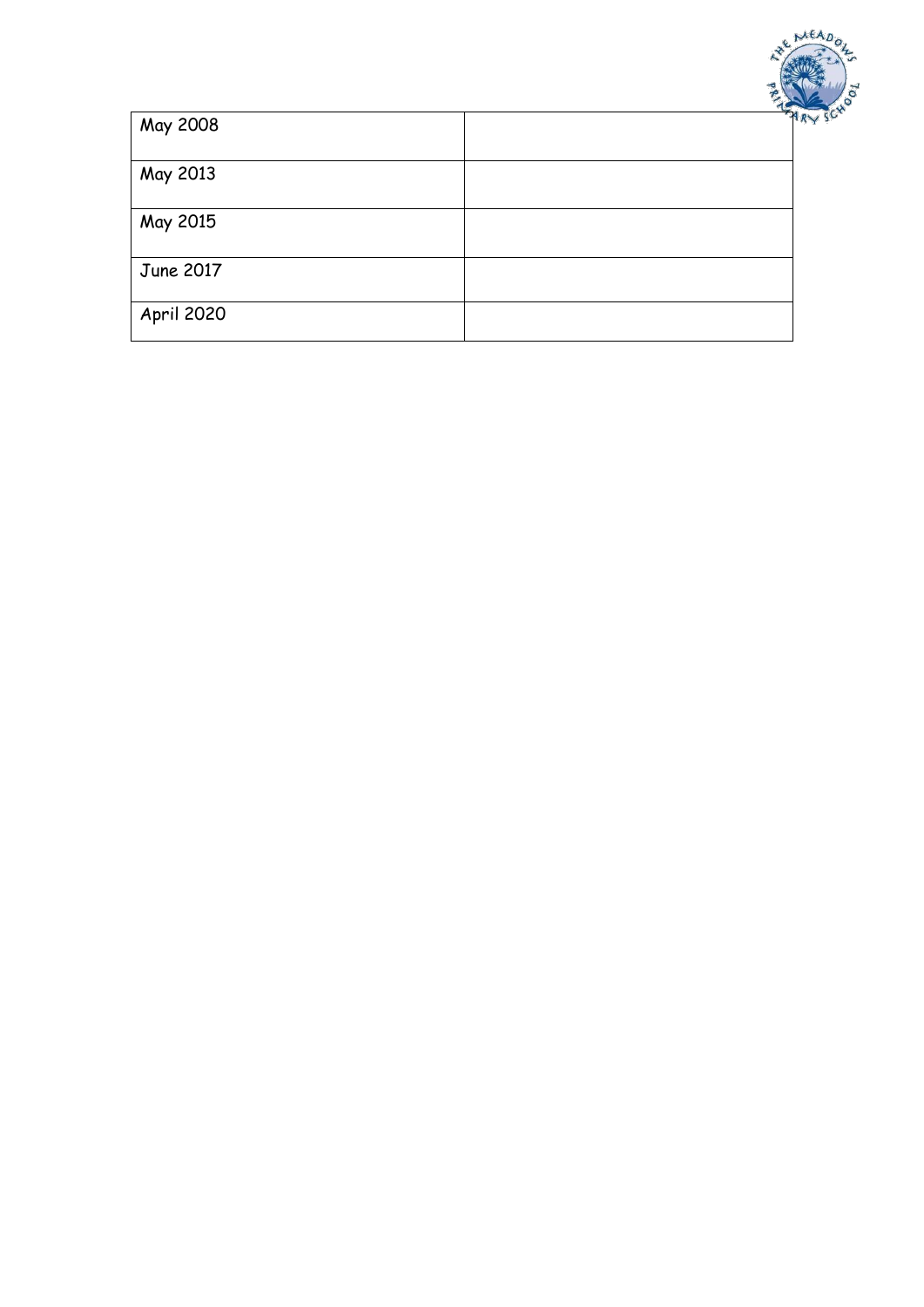| | |
|---|---|
| May 2008 | |
| May 2013 | |
| May 2015 | |
| June 2017 | |
| April 2020 | |